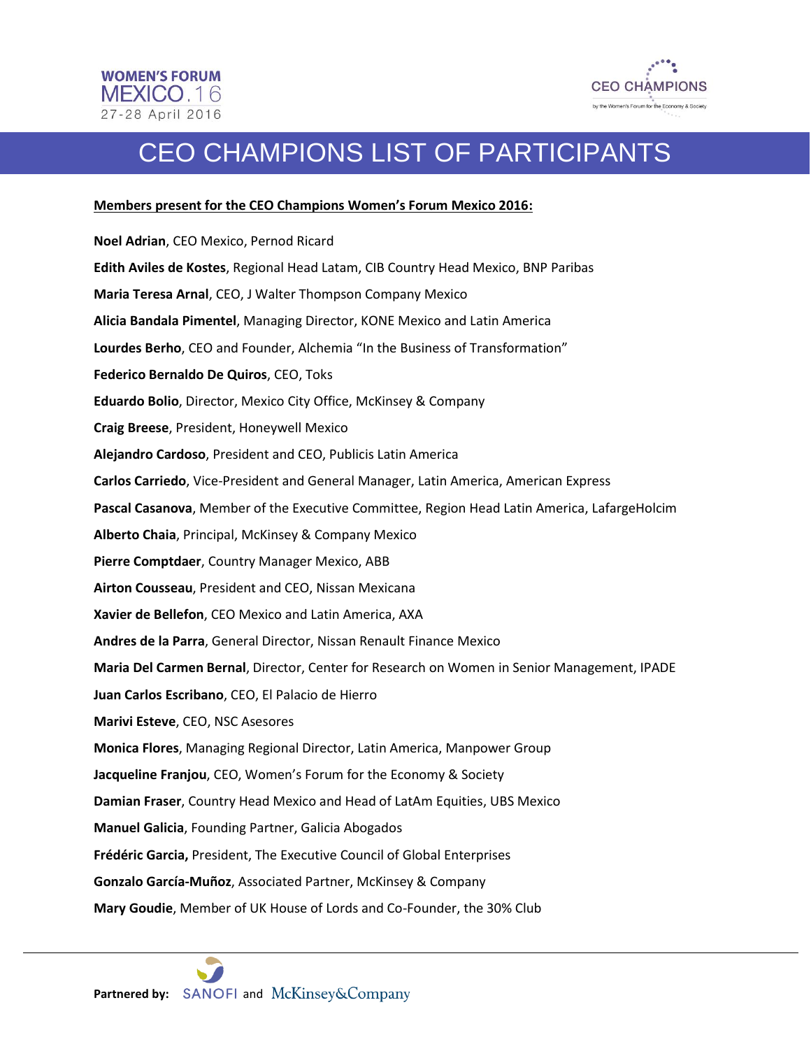WOMEN'S FORUM MEXICO.16
27-28 April 2016

CEO CHAMPIONS
by the Women's Forum for the Economy & Society

# CEO CHAMPIONS LIST OF PARTICIPANTS

**Members present for the CEO Champions Women's Forum Mexico 2016:**

**Noel Adrian**, CEO Mexico, Pernod Ricard

**Edith Aviles de Kostes**, Regional Head Latam, CIB Country Head Mexico, BNP Paribas

**Maria Teresa Arnal**, CEO, J Walter Thompson Company Mexico

**Alicia Bandala Pimentel**, Managing Director, KONE Mexico and Latin America

**Lourdes Berho**, CEO and Founder, Alchemia "In the Business of Transformation"

**Federico Bernaldo De Quiros**, CEO, Toks

**Eduardo Bolio**, Director, Mexico City Office, McKinsey & Company

**Craig Breese**, President, Honeywell Mexico

**Alejandro Cardoso**, President and CEO, Publicis Latin America

**Carlos Carriedo**, Vice-President and General Manager, Latin America, American Express

**Pascal Casanova**, Member of the Executive Committee, Region Head Latin America, LafargeHolcim

**Alberto Chaia**, Principal, McKinsey & Company Mexico

**Pierre Comptdaer**, Country Manager Mexico, ABB

**Airton Cousseau**, President and CEO, Nissan Mexicana

**Xavier de Bellefon**, CEO Mexico and Latin America, AXA

**Andres de la Parra**, General Director, Nissan Renault Finance Mexico

**Maria Del Carmen Bernal**, Director, Center for Research on Women in Senior Management, IPADE

**Juan Carlos Escribano**, CEO, El Palacio de Hierro

**Marivi Esteve**, CEO, NSC Asesores

**Monica Flores**, Managing Regional Director, Latin America, Manpower Group

**Jacqueline Franjou**, CEO, Women's Forum for the Economy & Society

**Damian Fraser**, Country Head Mexico and Head of LatAm Equities, UBS Mexico

**Manuel Galicia**, Founding Partner, Galicia Abogados

**Frédéric Garcia,** President, The Executive Council of Global Enterprises

**Gonzalo García-Muñoz**, Associated Partner, McKinsey & Company

**Mary Goudie**, Member of UK House of Lords and Co-Founder, the 30% Club

**Partnered by:** SANOFI and McKinsey&Company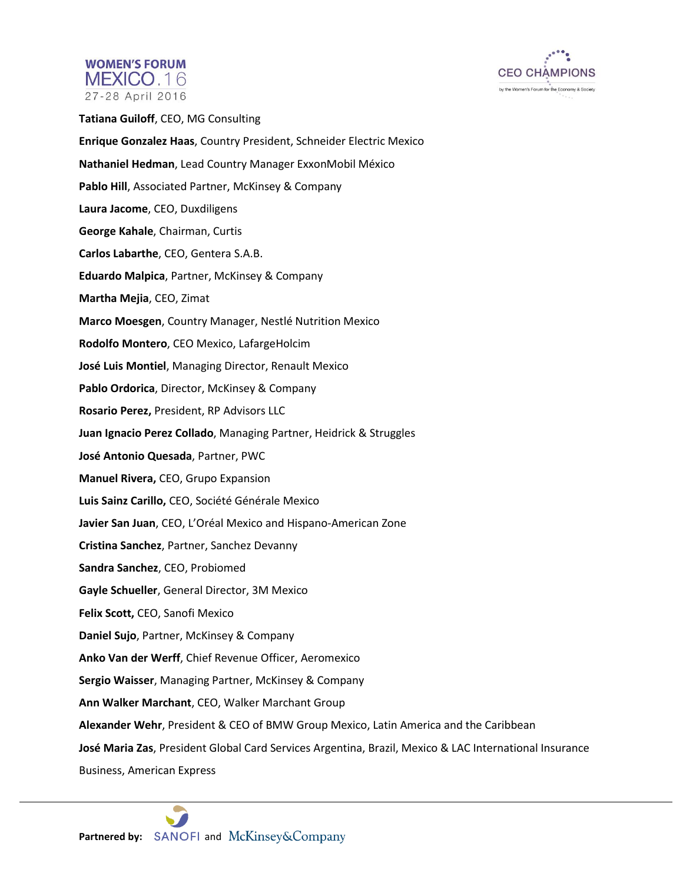**Tatiana Guiloff**, CEO, MG Consulting

**Enrique Gonzalez Haas**, Country President, Schneider Electric Mexico

**Nathaniel Hedman**, Lead Country Manager ExxonMobil México

**Pablo Hill**, Associated Partner, McKinsey & Company

**Laura Jacome**, CEO, Duxdiligens

**George Kahale**, Chairman, Curtis

**Carlos Labarthe**, CEO, Gentera S.A.B.

**Eduardo Malpica**, Partner, McKinsey & Company

**Martha Mejia**, CEO, Zimat

**Marco Moesgen**, Country Manager, Nestlé Nutrition Mexico

**Rodolfo Montero**, CEO Mexico, LafargeHolcim

**José Luis Montiel**, Managing Director, Renault Mexico

**Pablo Ordorica**, Director, McKinsey & Company

**Rosario Perez,** President, RP Advisors LLC

**Juan Ignacio Perez Collado**, Managing Partner, Heidrick & Struggles

**José Antonio Quesada**, Partner, PWC

**Manuel Rivera,** CEO, Grupo Expansion

**Luis Sainz Carillo,** CEO, Société Générale Mexico

**Javier San Juan**, CEO, L'Oréal Mexico and Hispano-American Zone

**Cristina Sanchez**, Partner, Sanchez Devanny

**Sandra Sanchez**, CEO, Probiomed

**Gayle Schueller**, General Director, 3M Mexico

**Felix Scott,** CEO, Sanofi Mexico

**Daniel Sujo**, Partner, McKinsey & Company

**Anko Van der Werff**, Chief Revenue Officer, Aeromexico

**Sergio Waisser**, Managing Partner, McKinsey & Company

**Ann Walker Marchant**, CEO, Walker Marchant Group

**Alexander Wehr**, President & CEO of BMW Group Mexico, Latin America and the Caribbean

**José Maria Zas**, President Global Card Services Argentina, Brazil, Mexico & LAC International Insurance Business, American Express